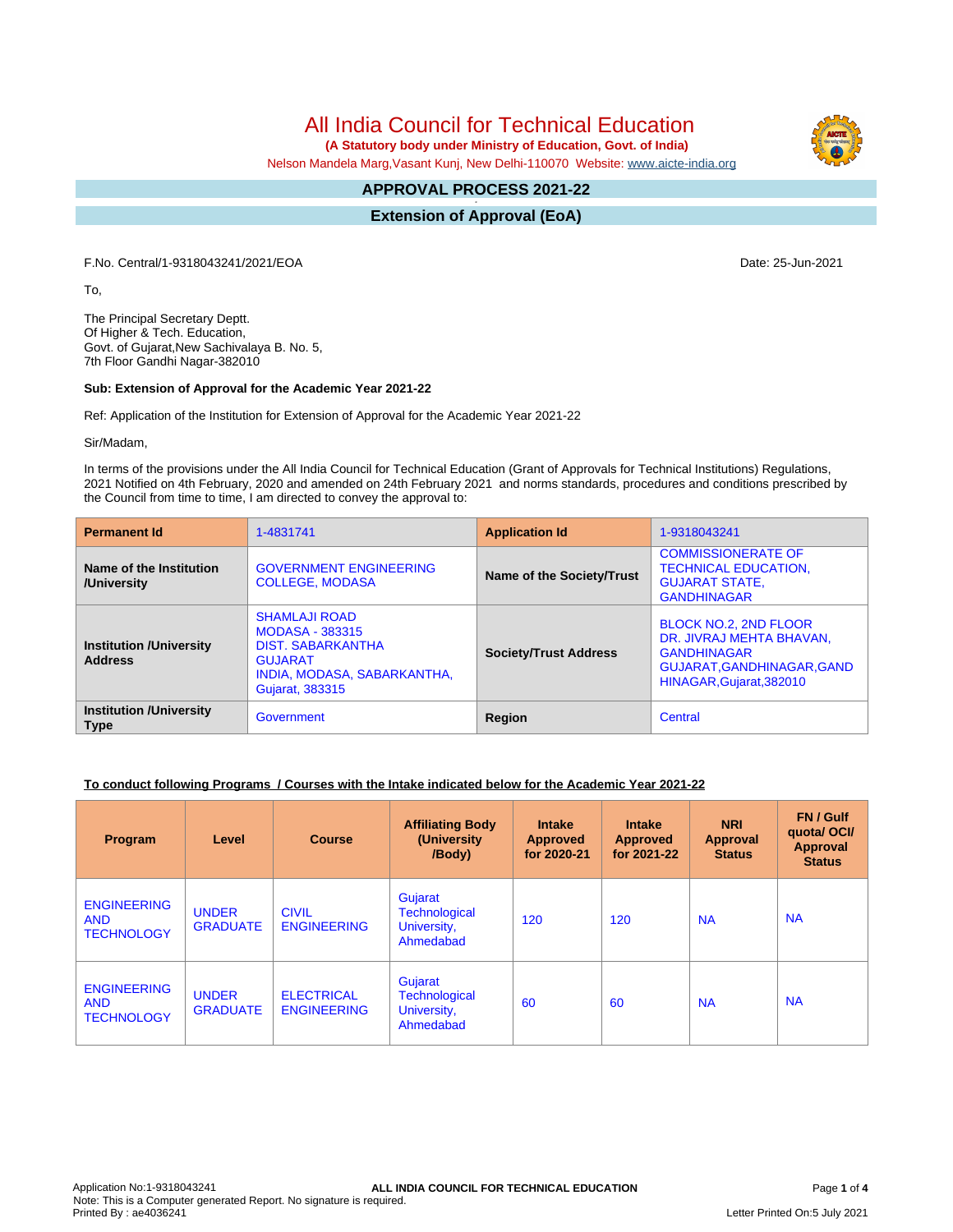# All India Council for Technical Education

**(A Statutory body under Ministry of Education, Govt. of India)**

Nelson Mandela Marg,Vasant Kunj, New Delhi-110070 Website: www.aicte-india.org

## APPROVAL PROCESS 2021-22

## Extension of Approval (EoA)

F.No. Central/1-9318043241/2021/EOA

Date: 25-Jun-2021

To,

The Principal Secretary Deptt.
Of Higher & Tech. Education,
Govt. of Gujarat,New Sachivalaya B. No. 5,
7th Floor Gandhi Nagar-382010

**Sub: Extension of Approval for the Academic Year 2021-22**

Ref: Application of the Institution for Extension of Approval for the Academic Year 2021-22

Sir/Madam,

In terms of the provisions under the All India Council for Technical Education (Grant of Approvals for Technical Institutions) Regulations, 2021 Notified on 4th February, 2020 and amended on 24th February 2021 and norms standards, procedures and conditions prescribed by the Council from time to time, I am directed to convey the approval to:

| **Permanent Id** | 1-4831741 | **Application Id** | 1-9318043241 |
|---|---|---|---|
| **Name of the Institution /University** | GOVERNMENT ENGINEERING COLLEGE, MODASA | **Name of the Society/Trust** | COMMISSIONERATE OF TECHNICAL EDUCATION, GUJARAT STATE, GANDHINAGAR |
| **Institution /University Address** | SHAMLAJI ROAD MODASA - 383315 DIST. SABARKANTHA GUJARAT INDIA, MODASA, SABARKANTHA, Gujarat, 383315 | **Society/Trust Address** | BLOCK NO.2, 2ND FLOOR DR. JIVRAJ MEHTA BHAVAN, GANDHINAGAR GUJARAT,GANDHINAGAR,GANDHINAGAR,Gujarat,382010 |
| **Institution /University Type** | Government | **Region** | Central |

**To conduct following Programs / Courses with the Intake indicated below for the Academic Year 2021-22**

| Program | Level | Course | Affiliating Body (University /Body) | Intake Approved for 2020-21 | Intake Approved for 2021-22 | NRI Approval Status | FN / Gulf quota/ OCI/ Approval Status |
|---|---|---|---|---|---|---|---|
| ENGINEERING AND TECHNOLOGY | UNDER GRADUATE | CIVIL ENGINEERING | Gujarat Technological University, Ahmedabad | 120 | 120 | NA | NA |
| ENGINEERING AND TECHNOLOGY | UNDER GRADUATE | ELECTRICAL ENGINEERING | Gujarat Technological University, Ahmedabad | 60 | 60 | NA | NA |

Application No:1-9318043241
Note: This is a Computer generated Report. No signature is required.
Printed By : ae4036241
Letter Printed On:5 July 2021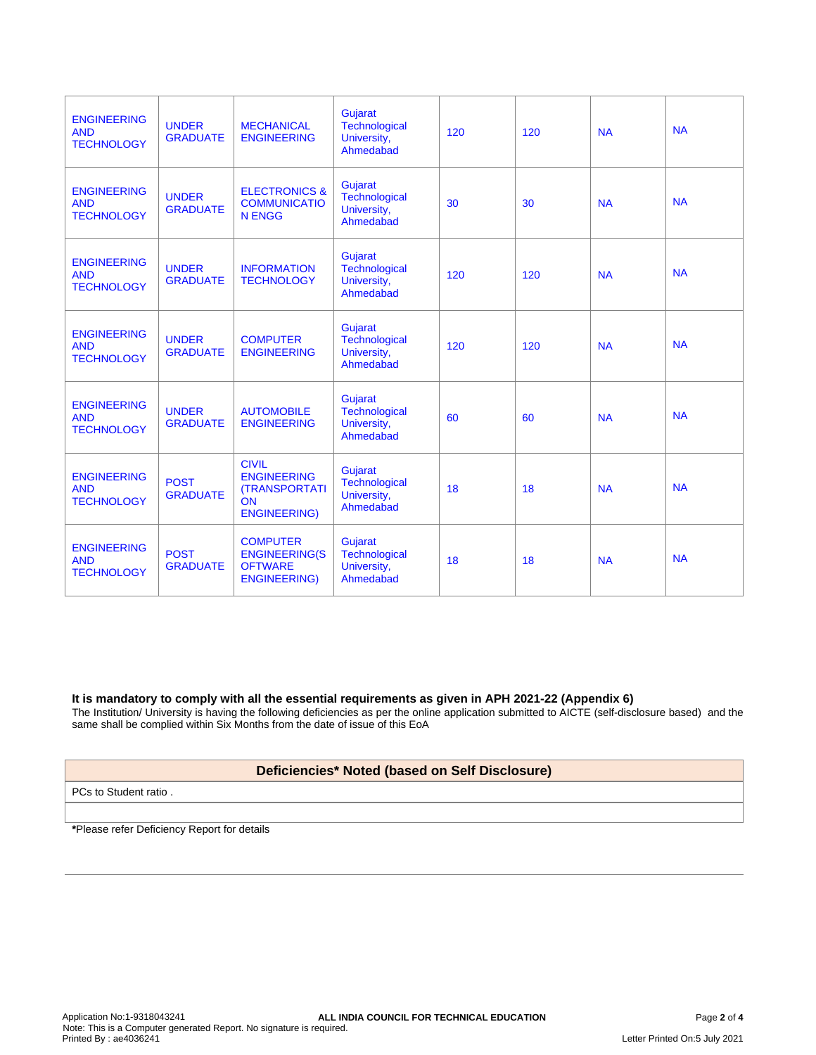| | | | | | | | |
|---|---|---|---|---|---|---|---|
| ENGINEERING AND TECHNOLOGY | UNDER GRADUATE | MECHANICAL ENGINEERING | Gujarat Technological University, Ahmedabad | 120 | 120 | NA | NA |
| ENGINEERING AND TECHNOLOGY | UNDER GRADUATE | ELECTRONICS & COMMUNICATION ENGG | Gujarat Technological University, Ahmedabad | 30 | 30 | NA | NA |
| ENGINEERING AND TECHNOLOGY | UNDER GRADUATE | INFORMATION TECHNOLOGY | Gujarat Technological University, Ahmedabad | 120 | 120 | NA | NA |
| ENGINEERING AND TECHNOLOGY | UNDER GRADUATE | COMPUTER ENGINEERING | Gujarat Technological University, Ahmedabad | 120 | 120 | NA | NA |
| ENGINEERING AND TECHNOLOGY | UNDER GRADUATE | AUTOMOBILE ENGINEERING | Gujarat Technological University, Ahmedabad | 60 | 60 | NA | NA |
| ENGINEERING AND TECHNOLOGY | POST GRADUATE | CIVIL ENGINEERING (TRANSPORTATION ENGINEERING) | Gujarat Technological University, Ahmedabad | 18 | 18 | NA | NA |
| ENGINEERING AND TECHNOLOGY | POST GRADUATE | COMPUTER ENGINEERING(SOFTWARE ENGINEERING) | Gujarat Technological University, Ahmedabad | 18 | 18 | NA | NA |

**It is mandatory to comply with all the essential requirements as given in APH 2021-22 (Appendix 6)**

The Institution/ University is having the following deficiencies as per the online application submitted to AICTE (self-disclosure based) and the same shall be complied within Six Months from the date of issue of this EoA

| Deficiencies* Noted (based on Self Disclosure) |
|---|
| PCs to Student ratio . |
| |

***Please refer Deficiency Report for details**

Application No:1-9318043241

ALL INDIA COUNCIL FOR TECHNICAL EDUCATION

Note: This is a Computer generated Report. No signature is required.

Printed By : ae4036241

Letter Printed On:5 July 2021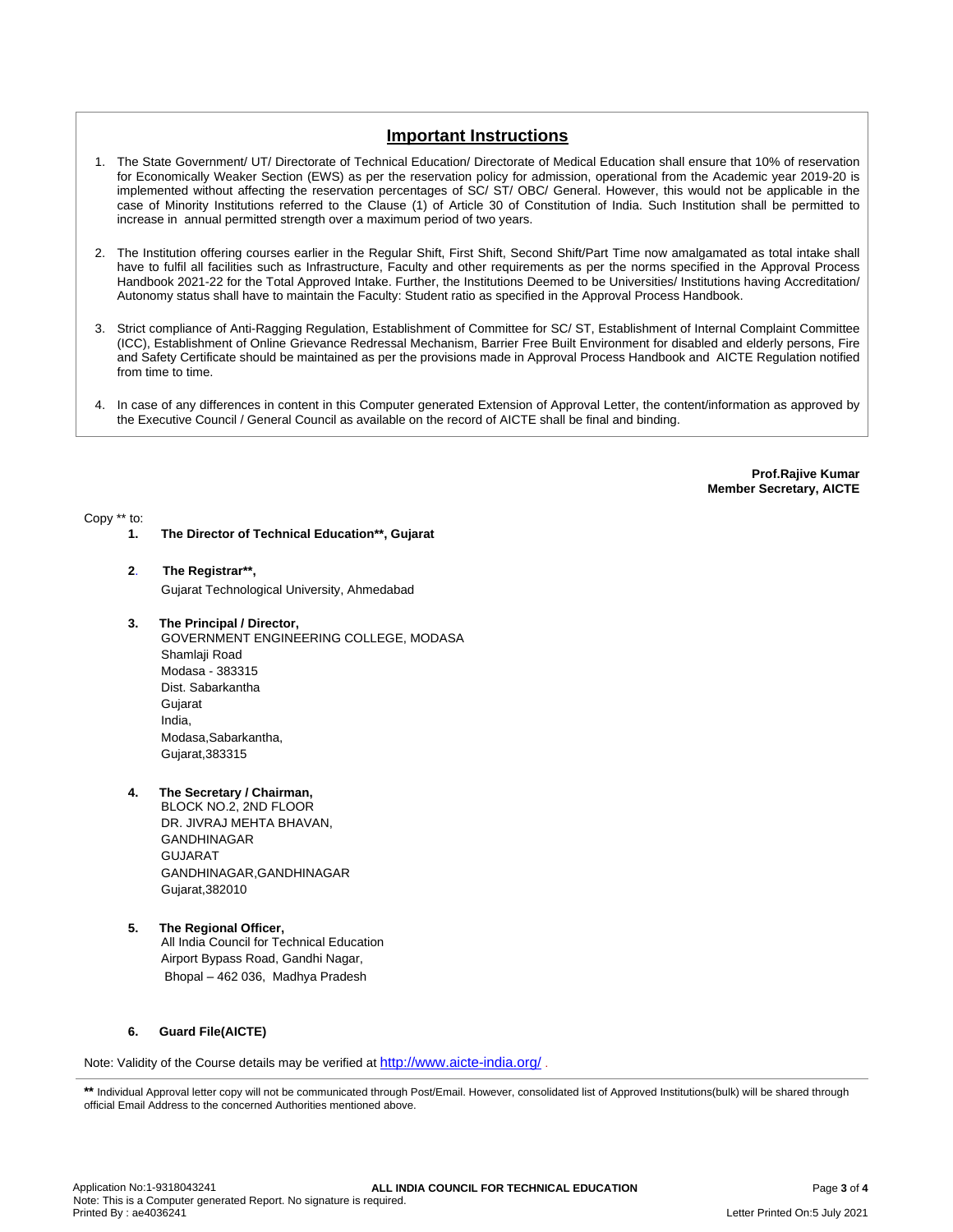## Important Instructions

1. The State Government/ UT/ Directorate of Technical Education/ Directorate of Medical Education shall ensure that 10% of reservation for Economically Weaker Section (EWS) as per the reservation policy for admission, operational from the Academic year 2019-20 is implemented without affecting the reservation percentages of SC/ ST/ OBC/ General. However, this would not be applicable in the case of Minority Institutions referred to the Clause (1) of Article 30 of Constitution of India. Such Institution shall be permitted to increase in annual permitted strength over a maximum period of two years.

2. The Institution offering courses earlier in the Regular Shift, First Shift, Second Shift/Part Time now amalgamated as total intake shall have to fulfil all facilities such as Infrastructure, Faculty and other requirements as per the norms specified in the Approval Process Handbook 2021-22 for the Total Approved Intake. Further, the Institutions Deemed to be Universities/ Institutions having Accreditation/ Autonomy status shall have to maintain the Faculty: Student ratio as specified in the Approval Process Handbook.

3. Strict compliance of Anti-Ragging Regulation, Establishment of Committee for SC/ ST, Establishment of Internal Complaint Committee (ICC), Establishment of Online Grievance Redressal Mechanism, Barrier Free Built Environment for disabled and elderly persons, Fire and Safety Certificate should be maintained as per the provisions made in Approval Process Handbook and AICTE Regulation notified from time to time.

4. In case of any differences in content in this Computer generated Extension of Approval Letter, the content/information as approved by the Executive Council / General Council as available on the record of AICTE shall be final and binding.

**Prof.Rajive Kumar**
**Member Secretary, AICTE**

Copy ** to:

1. **The Director of Technical Education**, Gujarat**

2. **The Registrar**,**
   Gujarat Technological University, Ahmedabad

3. **The Principal / Director,**
   GOVERNMENT ENGINEERING COLLEGE, MODASA
   Shamlaji Road
   Modasa - 383315
   Dist. Sabarkantha
   Gujarat
   India,
   Modasa,Sabarkantha,
   Gujarat,383315

4. **The Secretary / Chairman,**
   BLOCK NO.2, 2ND FLOOR
   DR. JIVRAJ MEHTA BHAVAN,
   GANDHINAGAR
   GUJARAT
   GANDHINAGAR,GANDHINAGAR
   Gujarat,382010

5. **The Regional Officer,**
   All India Council for Technical Education
   Airport Bypass Road, Gandhi Nagar,
   Bhopal – 462 036, Madhya Pradesh

6. **Guard File(AICTE)**

Note: Validity of the Course details may be verified at http://www.aicte-india.org/ .

**\*\*** Individual Approval letter copy will not be communicated through Post/Email. However, consolidated list of Approved Institutions(bulk) will be shared through official Email Address to the concerned Authorities mentioned above.

Application No:1-9318043241
Note: This is a Computer generated Report. No signature is required.
Printed By : ae4036241
Letter Printed On:5 July 2021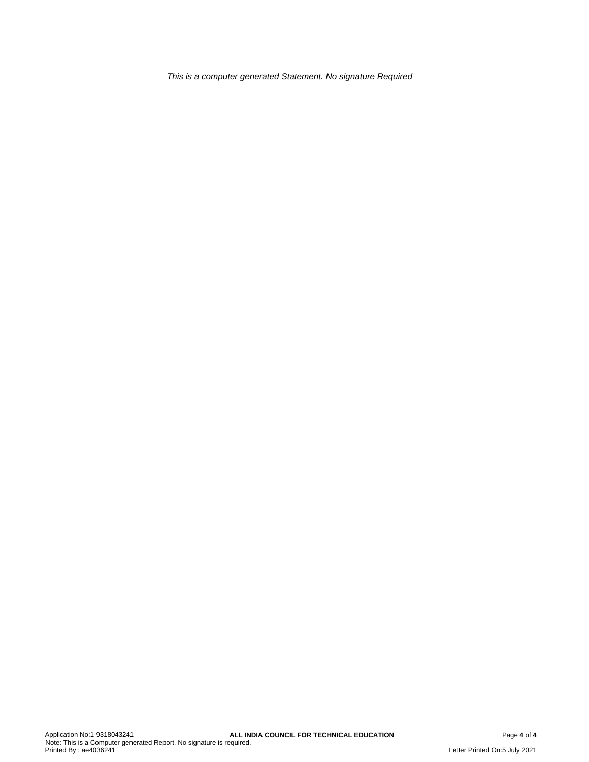*This is a computer generated Statement. No signature Required*